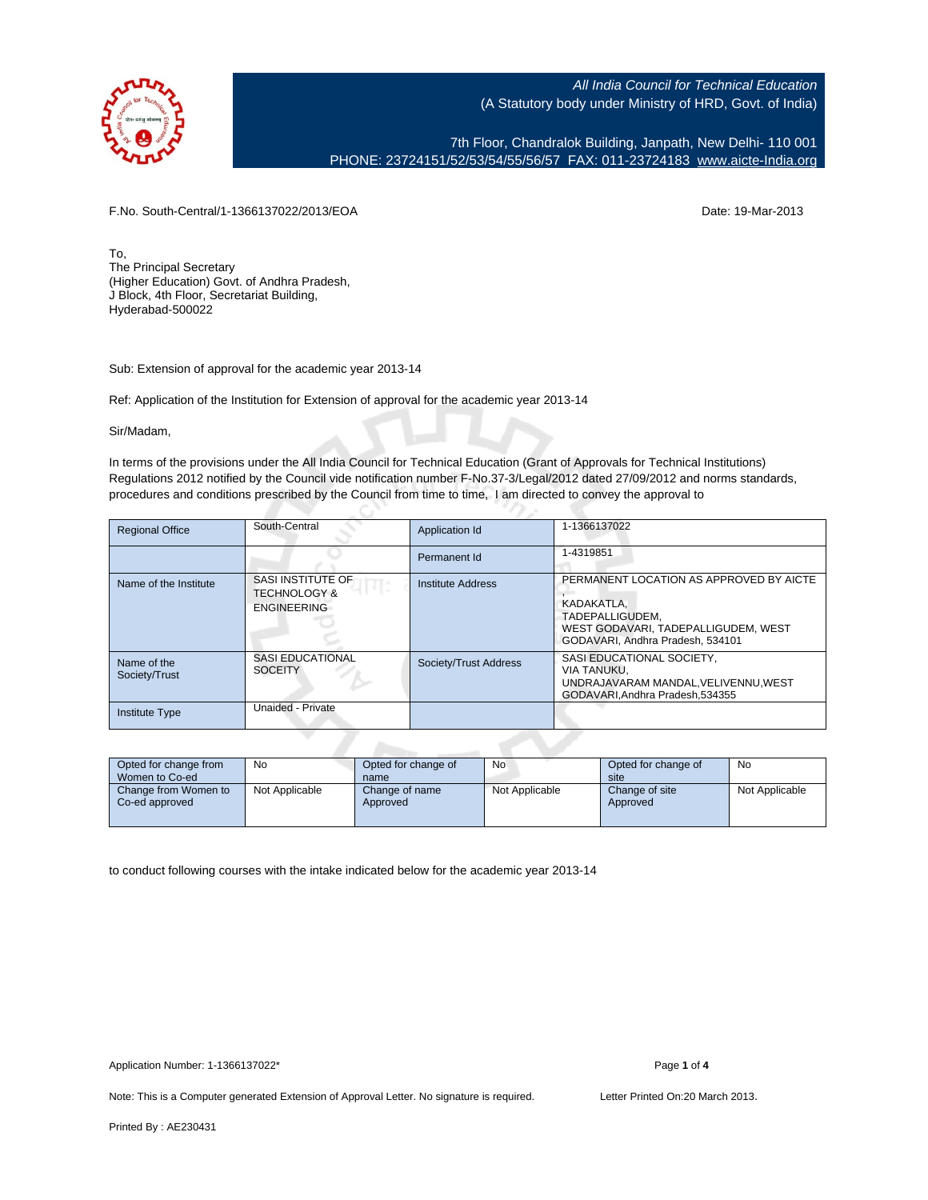*All India Council for Technical Education*
(A Statutory body under Ministry of HRD, Govt. of India)

7th Floor, Chandralok Building, Janpath, New Delhi- 110 001
PHONE: 23724151/52/53/54/55/56/57 FAX: 011-23724183 www.aicte-India.org

F.No. South-Central/1-1366137022/2013/EOA

Date: 19-Mar-2013

To,
The Principal Secretary
(Higher Education) Govt. of Andhra Pradesh,
J Block, 4th Floor, Secretariat Building,
Hyderabad-500022

Sub: Extension of approval for the academic year 2013-14

Ref: Application of the Institution for Extension of approval for the academic year 2013-14

Sir/Madam,

In terms of the provisions under the All India Council for Technical Education (Grant of Approvals for Technical Institutions) Regulations 2012 notified by the Council vide notification number F-No.37-3/Legal/2012 dated 27/09/2012 and norms standards, procedures and conditions prescribed by the Council from time to time, I am directed to convey the approval to

| Regional Office | South-Central | Application Id | 1-1366137022 |
|---|---|---|---|
| | | Permanent Id | 1-4319851 |
| Name of the Institute | SASI INSTITUTE OF TECHNOLOGY & ENGINEERING | Institute Address | PERMANENT LOCATION AS APPROVED BY AICTE , KADAKATLA, TADEPALLIGUDEM, WEST GODAVARI, TADEPALLIGUDEM, WEST GODAVARI, Andhra Pradesh, 534101 |
| Name of the Society/Trust | SASI EDUCATIONAL SOCEITY | Society/Trust Address | SASI EDUCATIONAL SOCIETY, VIA TANUKU, UNDRAJAVARAM MANDAL,VELIVENNU,WEST GODAVARI,Andhra Pradesh,534355 |
| Institute Type | Unaided - Private | | |

| Opted for change from Women to Co-ed | No | Opted for change of name | No | Opted for change of site | No |
|---|---|---|---|---|---|
| Change from Women to Co-ed approved | Not Applicable | Change of name Approved | Not Applicable | Change of site Approved | Not Applicable |

to conduct following courses with the intake indicated below for the academic year 2013-14

Application Number: 1-1366137022*

Note: This is a Computer generated Extension of Approval Letter. No signature is required.

Letter Printed On:20 March 2013.

Printed By : AE230431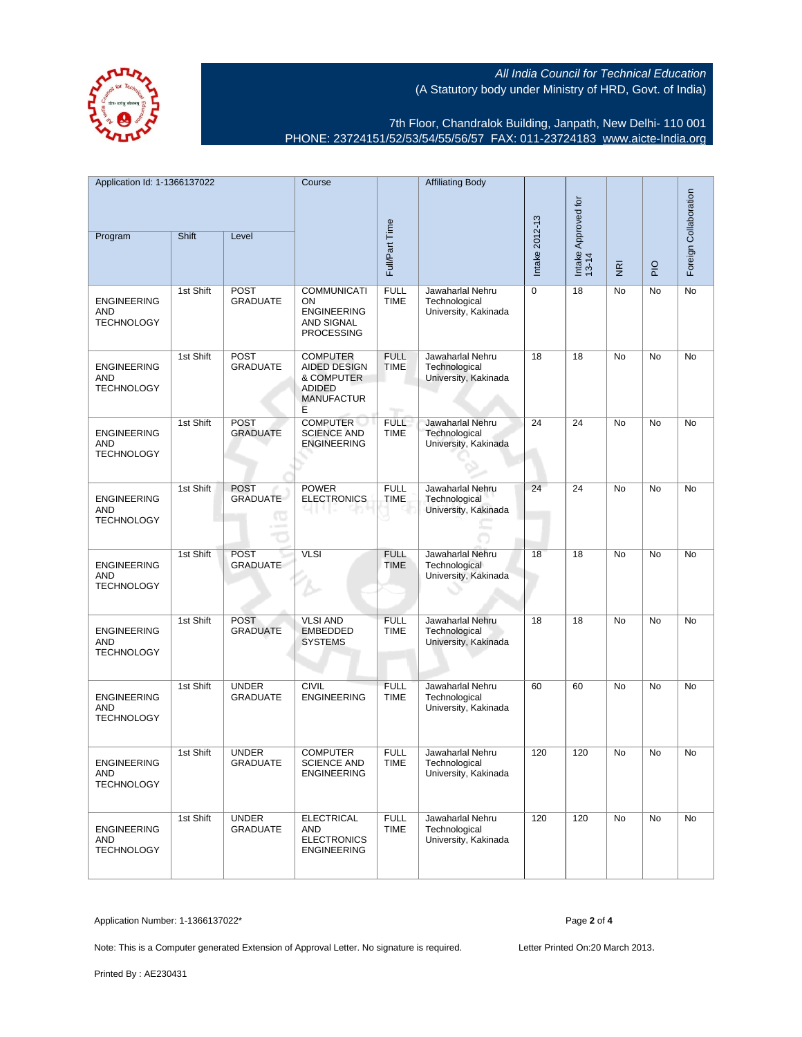All India Council for Technical Education
(A Statutory body under Ministry of HRD, Govt. of India)

7th Floor, Chandralok Building, Janpath, New Delhi- 110 001
PHONE: 23724151/52/53/54/55/56/57 FAX: 011-23724183 www.aicte-India.org

| Application Id: 1-1366137022 | | | Course | Full/Part Time | Affiliating Body | Intake 2012-13 | Intake Approved for 13-14 | NRI | PIO | Foreign Collaboration |
|---|---|---|---|---|---|---|---|---|---|---|
| Program | Shift | Level | | | | | | | | |
| ENGINEERING AND TECHNOLOGY | 1st Shift | POST GRADUATE | COMMUNICATION ENGINEERING AND SIGNAL PROCESSING | FULL TIME | Jawaharlal Nehru Technological University, Kakinada | 0 | 18 | No | No | No |
| ENGINEERING AND TECHNOLOGY | 1st Shift | POST GRADUATE | COMPUTER AIDED DESIGN & COMPUTER ADIDED MANUFACTURE | FULL TIME | Jawaharlal Nehru Technological University, Kakinada | 18 | 18 | No | No | No |
| ENGINEERING AND TECHNOLOGY | 1st Shift | POST GRADUATE | COMPUTER SCIENCE AND ENGINEERING | FULL TIME | Jawaharlal Nehru Technological University, Kakinada | 24 | 24 | No | No | No |
| ENGINEERING AND TECHNOLOGY | 1st Shift | POST GRADUATE | POWER ELECTRONICS | FULL TIME | Jawaharlal Nehru Technological University, Kakinada | 24 | 24 | No | No | No |
| ENGINEERING AND TECHNOLOGY | 1st Shift | POST GRADUATE | VLSI | FULL TIME | Jawaharlal Nehru Technological University, Kakinada | 18 | 18 | No | No | No |
| ENGINEERING AND TECHNOLOGY | 1st Shift | POST GRADUATE | VLSI AND EMBEDDED SYSTEMS | FULL TIME | Jawaharlal Nehru Technological University, Kakinada | 18 | 18 | No | No | No |
| ENGINEERING AND TECHNOLOGY | 1st Shift | UNDER GRADUATE | CIVIL ENGINEERING | FULL TIME | Jawaharlal Nehru Technological University, Kakinada | 60 | 60 | No | No | No |
| ENGINEERING AND TECHNOLOGY | 1st Shift | UNDER GRADUATE | COMPUTER SCIENCE AND ENGINEERING | FULL TIME | Jawaharlal Nehru Technological University, Kakinada | 120 | 120 | No | No | No |
| ENGINEERING AND TECHNOLOGY | 1st Shift | UNDER GRADUATE | ELECTRICAL AND ELECTRONICS ENGINEERING | FULL TIME | Jawaharlal Nehru Technological University, Kakinada | 120 | 120 | No | No | No |

Application Number: 1-1366137022*

Note: This is a Computer generated Extension of Approval Letter. No signature is required.

Letter Printed On:20 March 2013.

Printed By : AE230431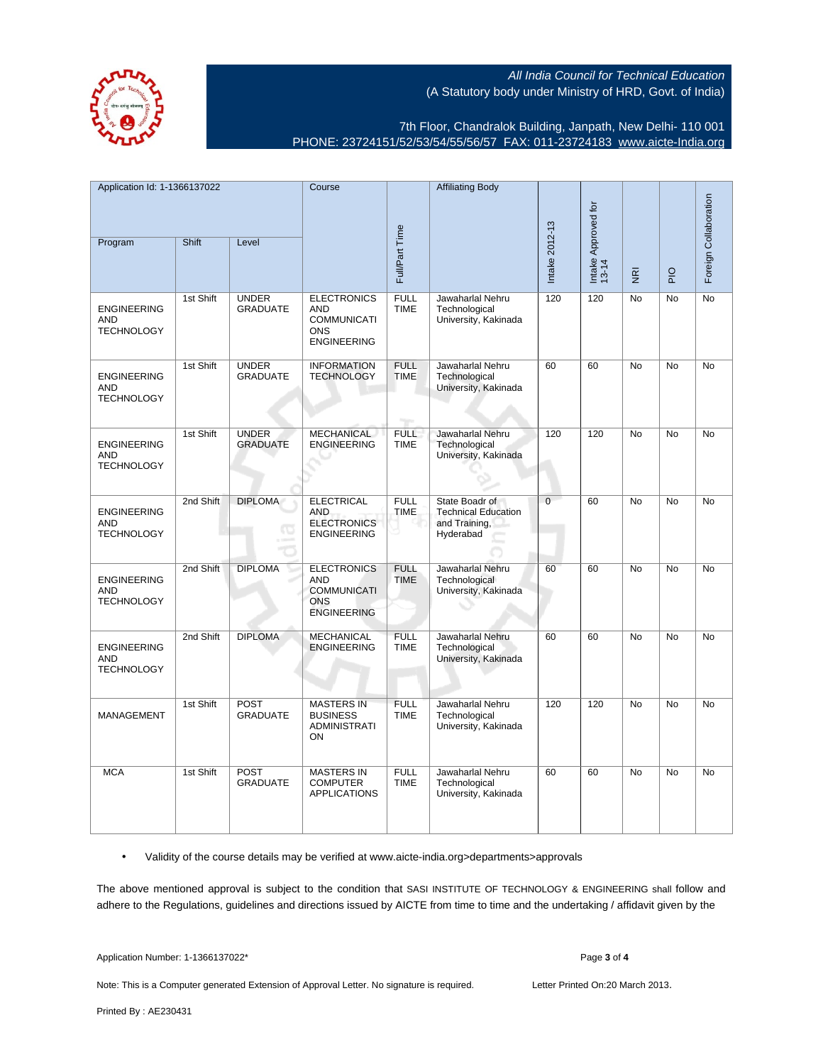All India Council for Technical Education
(A Statutory body under Ministry of HRD, Govt. of India)

7th Floor, Chandralok Building, Janpath, New Delhi- 110 001
PHONE: 23724151/52/53/54/55/56/57 FAX: 011-23724183 www.aicte-India.org

| Application Id: 1-1366137022 | | | Course | Full/Part Time | Affiliating Body | Intake 2012-13 | Intake Approved for 13-14 | NRI | PIO | Foreign Collaboration |
|---|---|---|---|---|---|---|---|---|---|---|
| Program | Shift | Level | | | | | | | | |
| ENGINEERING AND TECHNOLOGY | 1st Shift | UNDER GRADUATE | ELECTRONICS AND COMMUNICATIONS ENGINEERING | FULL TIME | Jawaharlal Nehru Technological University, Kakinada | 120 | 120 | No | No | No |
| ENGINEERING AND TECHNOLOGY | 1st Shift | UNDER GRADUATE | INFORMATION TECHNOLOGY | FULL TIME | Jawaharlal Nehru Technological University, Kakinada | 60 | 60 | No | No | No |
| ENGINEERING AND TECHNOLOGY | 1st Shift | UNDER GRADUATE | MECHANICAL ENGINEERING | FULL TIME | Jawaharlal Nehru Technological University, Kakinada | 120 | 120 | No | No | No |
| ENGINEERING AND TECHNOLOGY | 2nd Shift | DIPLOMA | ELECTRICAL AND ELECTRONICS ENGINEERING | FULL TIME | State Boadr of Technical Education and Training, Hyderabad | 0 | 60 | No | No | No |
| ENGINEERING AND TECHNOLOGY | 2nd Shift | DIPLOMA | ELECTRONICS AND COMMUNICATIONS ENGINEERING | FULL TIME | Jawaharlal Nehru Technological University, Kakinada | 60 | 60 | No | No | No |
| ENGINEERING AND TECHNOLOGY | 2nd Shift | DIPLOMA | MECHANICAL ENGINEERING | FULL TIME | Jawaharlal Nehru Technological University, Kakinada | 60 | 60 | No | No | No |
| MANAGEMENT | 1st Shift | POST GRADUATE | MASTERS IN BUSINESS ADMINISTRATION | FULL TIME | Jawaharlal Nehru Technological University, Kakinada | 120 | 120 | No | No | No |
| MCA | 1st Shift | POST GRADUATE | MASTERS IN COMPUTER APPLICATIONS | FULL TIME | Jawaharlal Nehru Technological University, Kakinada | 60 | 60 | No | No | No |

- Validity of the course details may be verified at www.aicte-india.org>departments>approvals

The above mentioned approval is subject to the condition that SASI INSTITUTE OF TECHNOLOGY & ENGINEERING shall follow and adhere to the Regulations, guidelines and directions issued by AICTE from time to time and the undertaking / affidavit given by the

Application Number: 1-1366137022*

Note: This is a Computer generated Extension of Approval Letter. No signature is required. Letter Printed On:20 March 2013.

Printed By : AE230431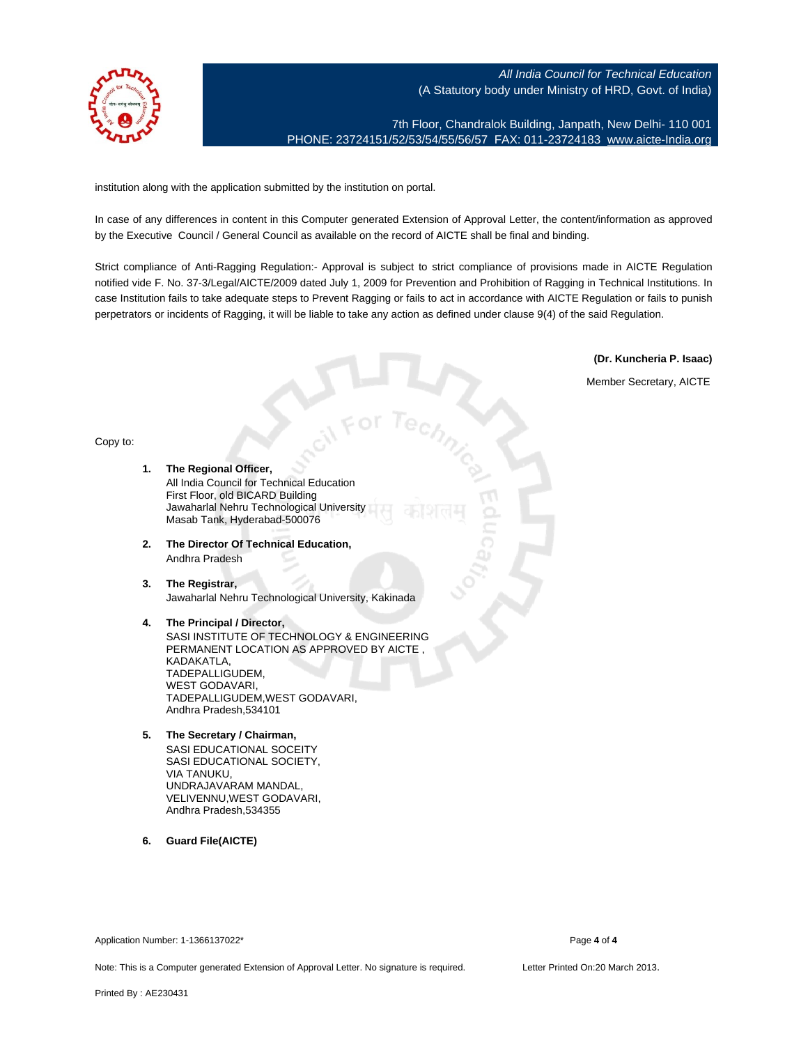institution along with the application submitted by the institution on portal.

In case of any differences in content in this Computer generated Extension of Approval Letter, the content/information as approved by the Executive Council / General Council as available on the record of AICTE shall be final and binding.

Strict compliance of Anti-Ragging Regulation:- Approval is subject to strict compliance of provisions made in AICTE Regulation notified vide F. No. 37-3/Legal/AICTE/2009 dated July 1, 2009 for Prevention and Prohibition of Ragging in Technical Institutions. In case Institution fails to take adequate steps to Prevent Ragging or fails to act in accordance with AICTE Regulation or fails to punish perpetrators or incidents of Ragging, it will be liable to take any action as defined under clause 9(4) of the said Regulation.

**(Dr. Kuncheria P. Isaac)**

Member Secretary, AICTE

Copy to:

1. **The Regional Officer,**
   All India Council for Technical Education
   First Floor, old BICARD Building
   Jawaharlal Nehru Technological University
   Masab Tank, Hyderabad-500076

2. **The Director Of Technical Education,**
   Andhra Pradesh

3. **The Registrar,**
   Jawaharlal Nehru Technological University, Kakinada

4. **The Principal / Director,**
   SASI INSTITUTE OF TECHNOLOGY & ENGINEERING
   PERMANENT LOCATION AS APPROVED BY AICTE ,
   KADAKATLA,
   TADEPALLIGUDEM,
   WEST GODAVARI,
   TADEPALLIGUDEM,WEST GODAVARI,
   Andhra Pradesh,534101

5. **The Secretary / Chairman,**
   SASI EDUCATIONAL SOCEITY
   SASI EDUCATIONAL SOCIETY,
   VIA TANUKU,
   UNDRAJAVARAM MANDAL,
   VELIVENNU,WEST GODAVARI,
   Andhra Pradesh,534355

6. **Guard File(AICTE)**

Application Number: 1-1366137022*

Note: This is a Computer generated Extension of Approval Letter. No signature is required.

Letter Printed On:20 March 2013.

Printed By : AE230431